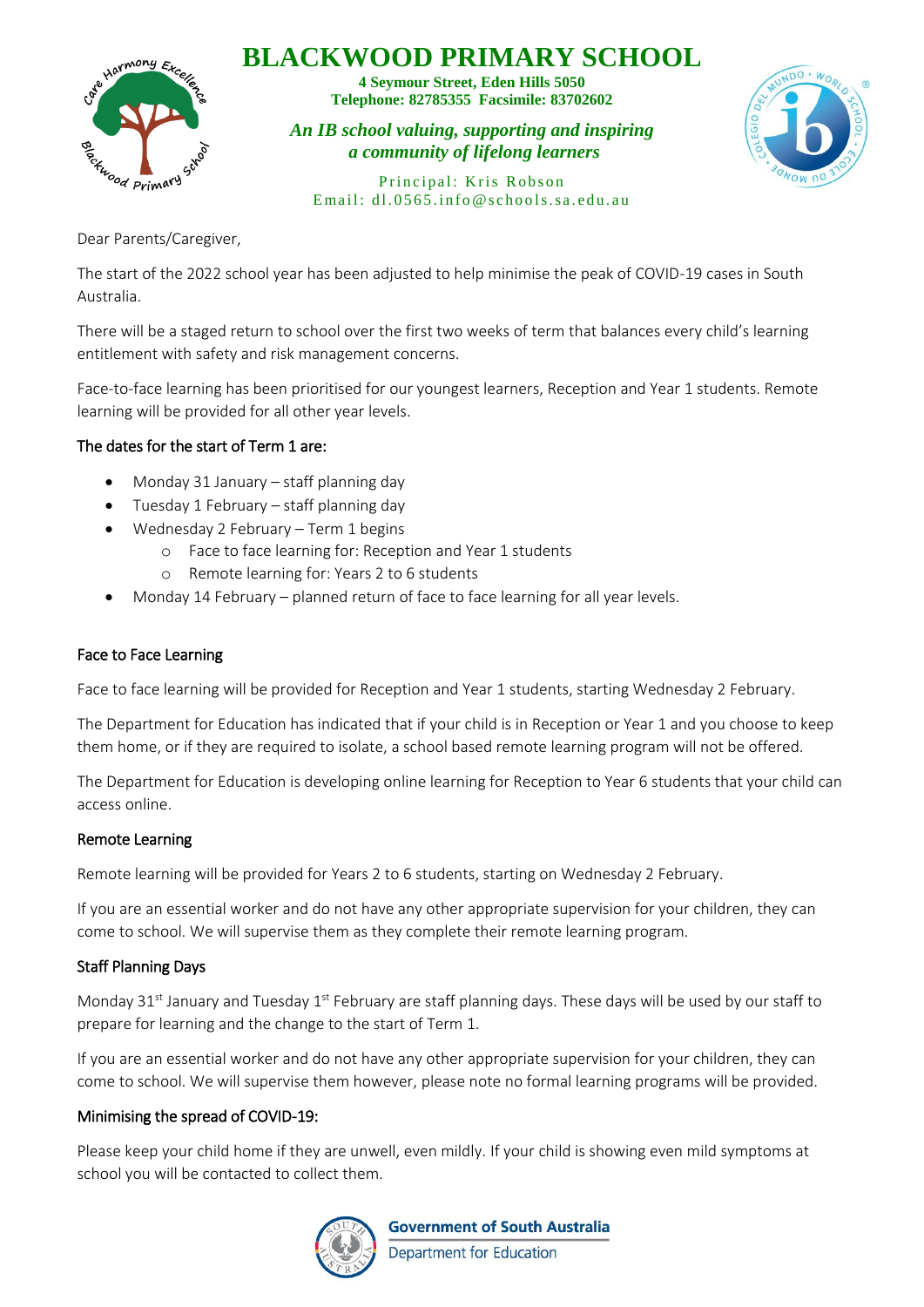# BLACKWOOD PRIMARY SCHOOL

**4 Seymour Street, Eden Hills 5050**
**Telephone: 82785355 Facsimile: 83702602**

***An IB school valuing, supporting and inspiring a community of lifelong learners***

Principal: Kris Robson
Email: dl.0565.info@schools.sa.edu.au

Dear Parents/Caregiver,

The start of the 2022 school year has been adjusted to help minimise the peak of COVID-19 cases in South Australia.

There will be a staged return to school over the first two weeks of term that balances every child's learning entitlement with safety and risk management concerns.

Face-to-face learning has been prioritised for our youngest learners, Reception and Year 1 students. Remote learning will be provided for all other year levels.

### The dates for the start of Term 1 are:

- Monday 31 January – staff planning day
- Tuesday 1 February – staff planning day
- Wednesday 2 February – Term 1 begins
  - Face to face learning for: Reception and Year 1 students
  - Remote learning for: Years 2 to 6 students
- Monday 14 February – planned return of face to face learning for all year levels.

### Face to Face Learning

Face to face learning will be provided for Reception and Year 1 students, starting Wednesday 2 February.

The Department for Education has indicated that if your child is in Reception or Year 1 and you choose to keep them home, or if they are required to isolate, a school based remote learning program will not be offered.

The Department for Education is developing online learning for Reception to Year 6 students that your child can access online.

### Remote Learning

Remote learning will be provided for Years 2 to 6 students, starting on Wednesday 2 February.

If you are an essential worker and do not have any other appropriate supervision for your children, they can come to school. We will supervise them as they complete their remote learning program.

### Staff Planning Days

Monday 31st January and Tuesday 1st February are staff planning days. These days will be used by our staff to prepare for learning and the change to the start of Term 1.

If you are an essential worker and do not have any other appropriate supervision for your children, they can come to school. We will supervise them however, please note no formal learning programs will be provided.

### Minimising the spread of COVID-19:

Please keep your child home if they are unwell, even mildly. If your child is showing even mild symptoms at school you will be contacted to collect them.

Government of South Australia
Department for Education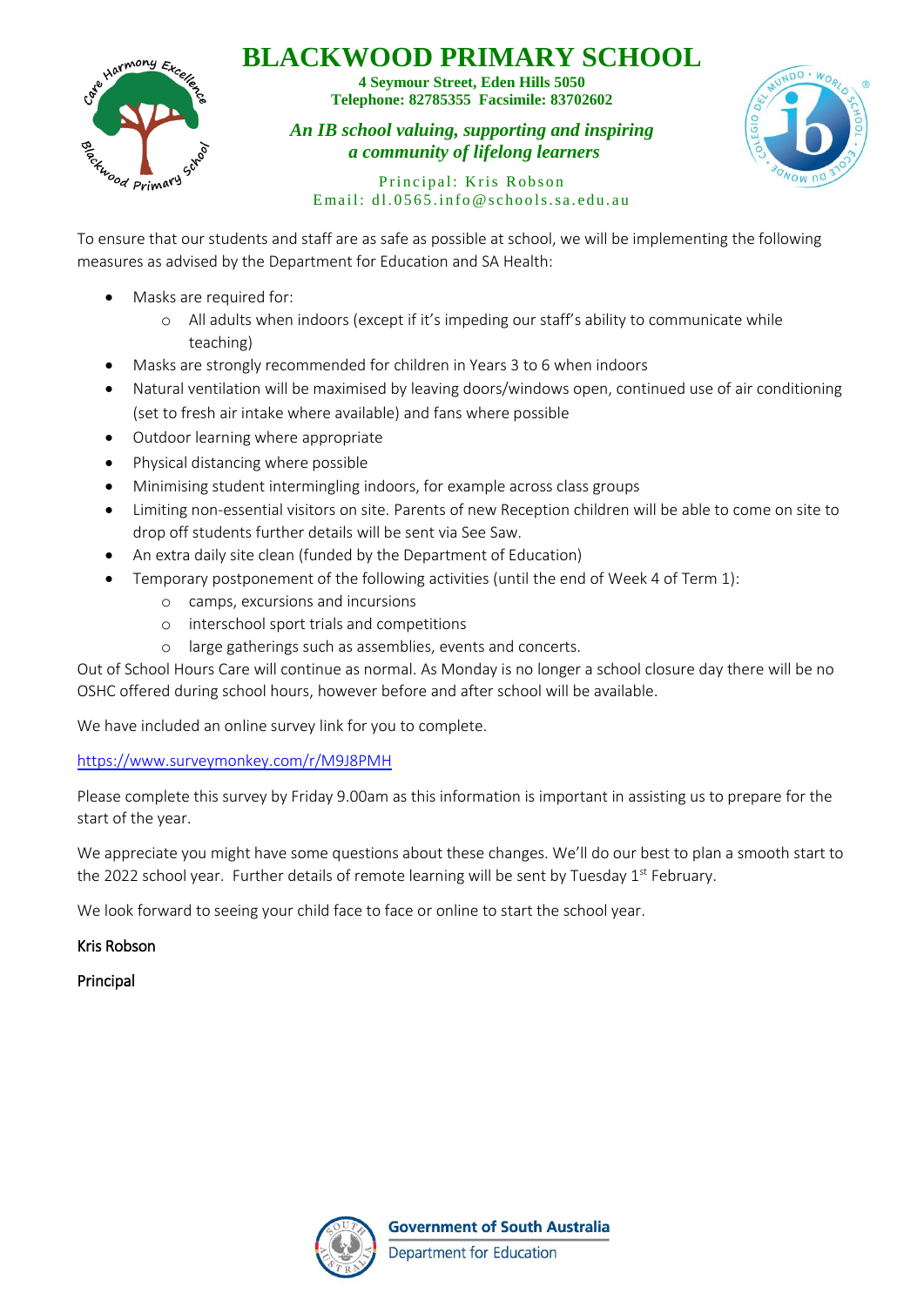# BLACKWOOD PRIMARY SCHOOL

**4 Seymour Street, Eden Hills 5050**
**Telephone: 82785355 Facsimile: 83702602**

***An IB school valuing, supporting and inspiring a community of lifelong learners***

Principal: Kris Robson
Email: dl.0565.info@schools.sa.edu.au

To ensure that our students and staff are as safe as possible at school, we will be implementing the following measures as advised by the Department for Education and SA Health:

- Masks are required for:
  - All adults when indoors (except if it's impeding our staff's ability to communicate while teaching)
- Masks are strongly recommended for children in Years 3 to 6 when indoors
- Natural ventilation will be maximised by leaving doors/windows open, continued use of air conditioning (set to fresh air intake where available) and fans where possible
- Outdoor learning where appropriate
- Physical distancing where possible
- Minimising student intermingling indoors, for example across class groups
- Limiting non-essential visitors on site. Parents of new Reception children will be able to come on site to drop off students further details will be sent via See Saw.
- An extra daily site clean (funded by the Department of Education)
- Temporary postponement of the following activities (until the end of Week 4 of Term 1):
  - camps, excursions and incursions
  - interschool sport trials and competitions
  - large gatherings such as assemblies, events and concerts.

Out of School Hours Care will continue as normal. As Monday is no longer a school closure day there will be no OSHC offered during school hours, however before and after school will be available.

We have included an online survey link for you to complete.

https://www.surveymonkey.com/r/M9J8PMH

Please complete this survey by Friday 9.00am as this information is important in assisting us to prepare for the start of the year.

We appreciate you might have some questions about these changes. We'll do our best to plan a smooth start to the 2022 school year. Further details of remote learning will be sent by Tuesday 1st February.

We look forward to seeing your child face to face or online to start the school year.

Kris Robson

Principal

Government of South Australia
Department for Education